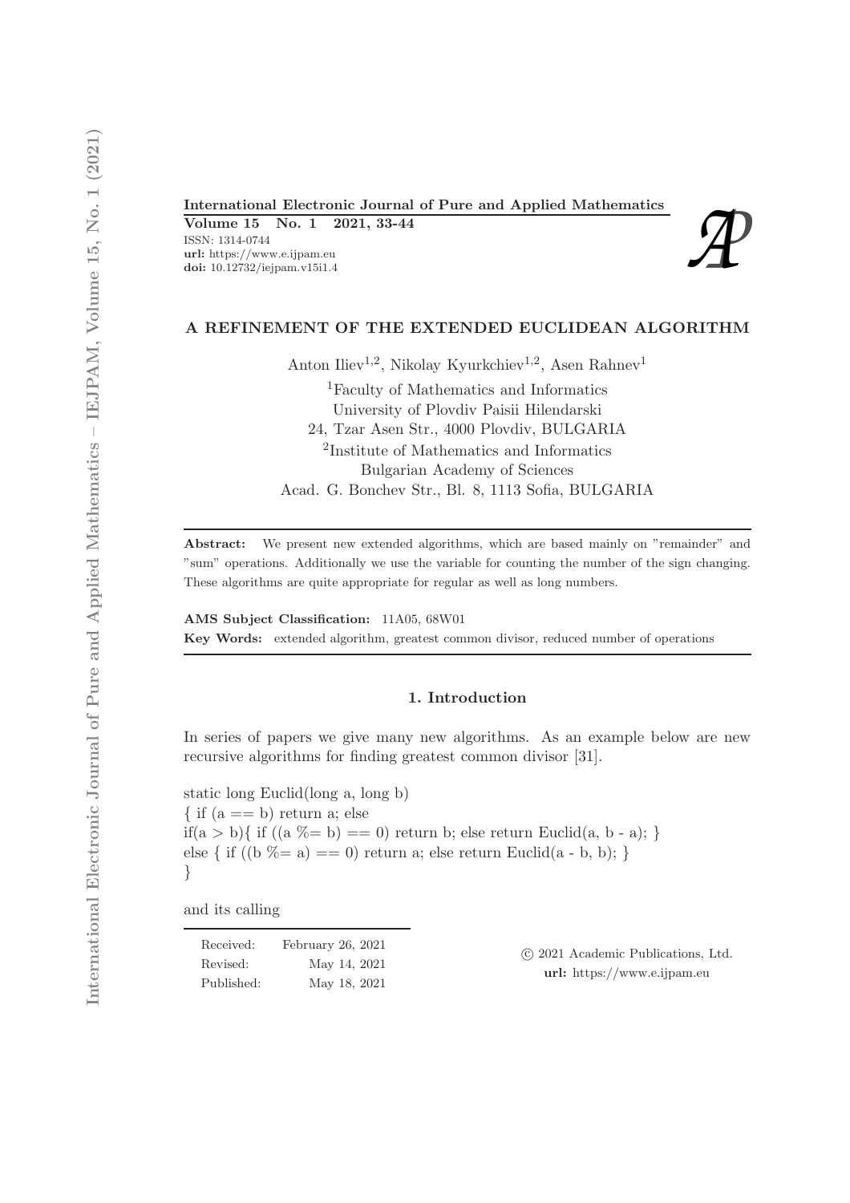International Electronic Journal of Pure and Applied Mathematics
**Volume 15 No. 1 2021, 33-44**
ISSN: 1314-0744
**url:** https://www.e.ijpam.eu
**doi:** 10.12732/iejpam.v15i1.4

# A REFINEMENT OF THE EXTENDED EUCLIDEAN ALGORITHM

Anton Iliev[1,2], Nikolay Kyurkchiev[1,2], Asen Rahnev[1]

[1]Faculty of Mathematics and Informatics
University of Plovdiv Paisii Hilendarski
24, Tzar Asen Str., 4000 Plovdiv, BULGARIA
[2]Institute of Mathematics and Informatics
Bulgarian Academy of Sciences
Acad. G. Bonchev Str., Bl. 8, 1113 Sofia, BULGARIA

**Abstract:** We present new extended algorithms, which are based mainly on "remainder" and "sum" operations. Additionally we use the variable for counting the number of the sign changing. These algorithms are quite appropriate for regular as well as long numbers.

**AMS Subject Classification:** 11A05, 68W01

**Key Words:** extended algorithm, greatest common divisor, reduced number of operations

## 1. Introduction

In series of papers we give many new algorithms. As an example below are new recursive algorithms for finding greatest common divisor [31].

```
static long Euclid(long a, long b)
{ if (a == b) return a; else
if(a > b){ if ((a %= b) == 0) return b; else return Euclid(a, b - a); }
else { if ((b %= a) == 0) return a; else return Euclid(a - b, b); }
}
```

and its calling

| Received: | February 26, 2021 |
|---|---|
| Revised: | May 14, 2021 |
| Published: | May 18, 2021 |

© 2021 Academic Publications, Ltd.
**url:** https://www.e.ijpam.eu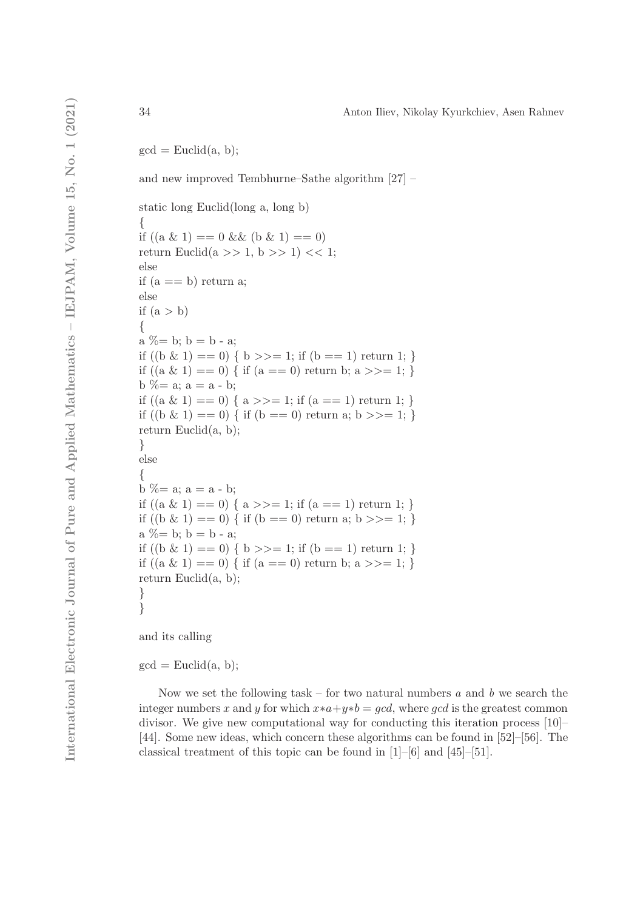```
gcd = Euclid(a, b);
```

and new improved Tembhurne–Sathe algorithm [27] –

```
static long Euclid(long a, long b)
{
if ((a & 1) == 0 && (b & 1) == 0)
return Euclid(a >> 1, b >> 1) << 1;
else
if (a == b) return a;
else
if (a > b)
{
a %= b; b = b - a;
if ((b & 1) == 0) { b >>= 1; if (b == 1) return 1; }
if ((a & 1) == 0) { if (a == 0) return b; a >>= 1; }
b %= a; a = a - b;
if ((a & 1) == 0) { a >>= 1; if (a == 1) return 1; }
if ((b & 1) == 0) { if (b == 0) return a; b >>= 1; }
return Euclid(a, b);
}
else
{
b %= a; a = a - b;
if ((a & 1) == 0) { a >>= 1; if (a == 1) return 1; }
if ((b & 1) == 0) { if (b == 0) return a; b >>= 1; }
a %= b; b = b - a;
if ((b & 1) == 0) { b >>= 1; if (b == 1) return 1; }
if ((a & 1) == 0) { if (a == 0) return b; a >>= 1; }
return Euclid(a, b);
}
}
```

and its calling

```
gcd = Euclid(a, b);
```

Now we set the following task – for two natural numbers $a$ and $b$ we search the integer numbers $x$ and $y$ for which $x*a+y*b = gcd$, where $gcd$ is the greatest common divisor. We give new computational way for conducting this iteration process [10]–[44]. Some new ideas, which concern these algorithms can be found in [52]–[56]. The classical treatment of this topic can be found in [1]–[6] and [45]–[51].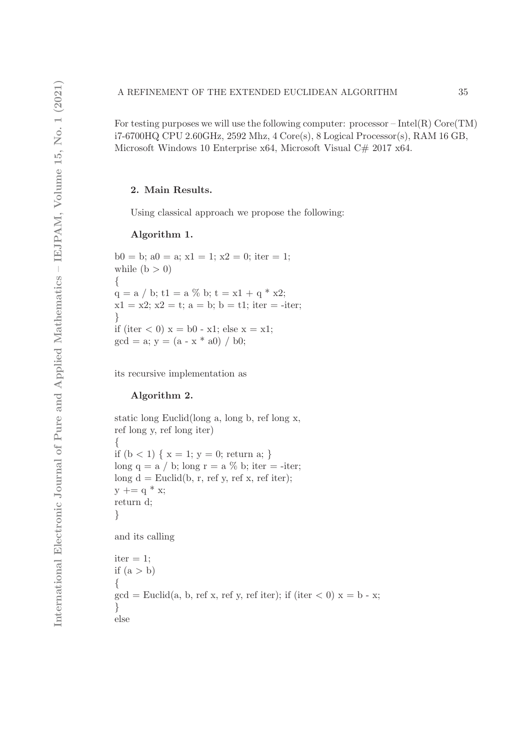For testing purposes we will use the following computer: processor – Intel(R) Core(TM) i7-6700HQ CPU 2.60GHz, 2592 Mhz, 4 Core(s), 8 Logical Processor(s), RAM 16 GB, Microsoft Windows 10 Enterprise x64, Microsoft Visual C# 2017 x64.

## 2. Main Results.

Using classical approach we propose the following:

**Algorithm 1.**

```
b0 = b; a0 = a; x1 = 1; x2 = 0; iter = 1;
while (b > 0)
{
q = a / b; t1 = a % b; t = x1 + q * x2;
x1 = x2; x2 = t; a = b; b = t1; iter = -iter;
}
if (iter < 0) x = b0 - x1; else x = x1;
gcd = a; y = (a - x * a0) / b0;
```

its recursive implementation as

**Algorithm 2.**

```
static long Euclid(long a, long b, ref long x,
ref long y, ref long iter)
{
if (b < 1) { x = 1; y = 0; return a; }
long q = a / b; long r = a % b; iter = -iter;
long d = Euclid(b, r, ref y, ref x, ref iter);
y += q * x;
return d;
}
```

and its calling

```
iter = 1;
if (a > b)
{
gcd = Euclid(a, b, ref x, ref y, ref iter); if (iter < 0) x = b - x;
}
else
```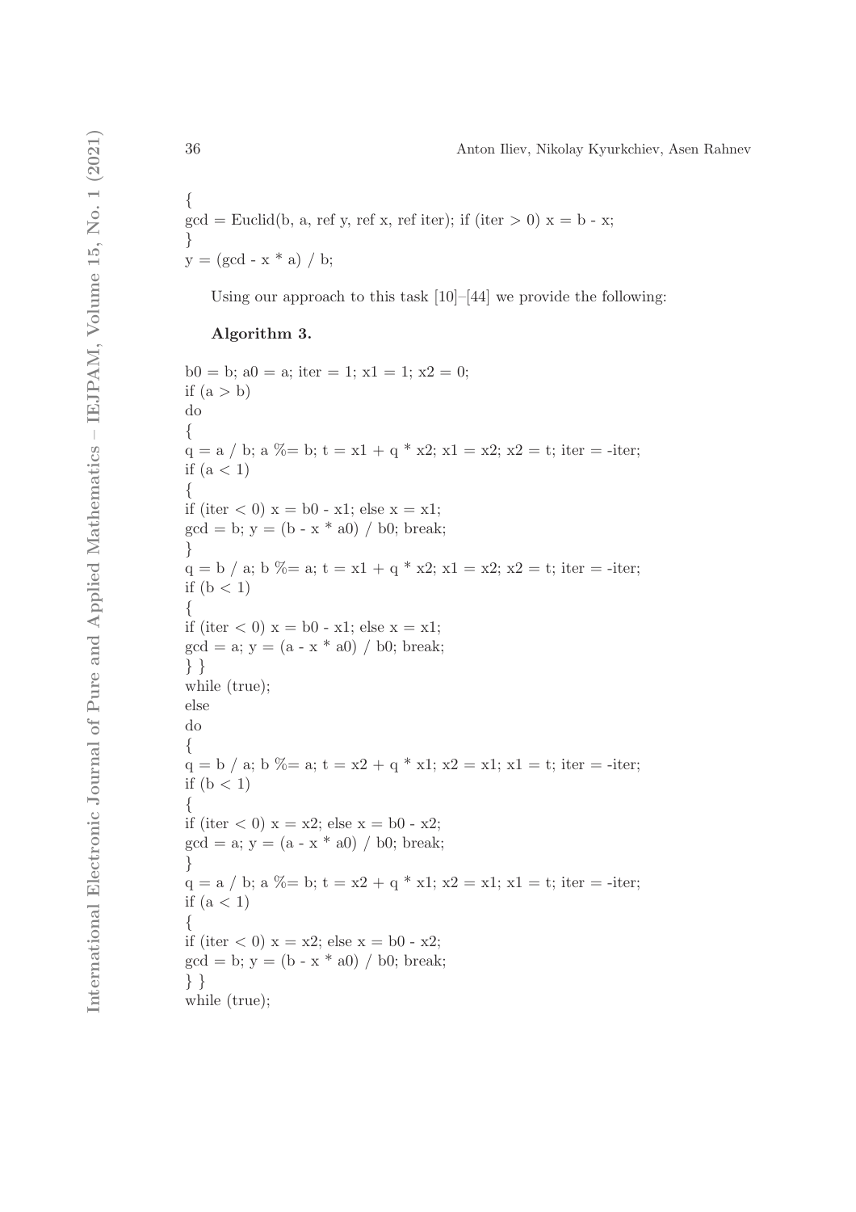```
{
gcd = Euclid(b, a, ref y, ref x, ref iter); if (iter > 0) x = b - x;
}
y = (gcd - x * a) / b;
```

Using our approach to this task [10]–[44] we provide the following:

**Algorithm 3.**

```
b0 = b; a0 = a; iter = 1; x1 = 1; x2 = 0;
if (a > b)
do
{
q = a / b; a %= b; t = x1 + q * x2; x1 = x2; x2 = t; iter = -iter;
if (a < 1)
{
if (iter < 0) x = b0 - x1; else x = x1;
gcd = b; y = (b - x * a0) / b0; break;
}
q = b / a; b %= a; t = x1 + q * x2; x1 = x2; x2 = t; iter = -iter;
if (b < 1)
{
if (iter < 0) x = b0 - x1; else x = x1;
gcd = a; y = (a - x * a0) / b0; break;
} }
while (true);
else
do
{
q = b / a; b %= a; t = x2 + q * x1; x2 = x1; x1 = t; iter = -iter;
if (b < 1)
{
if (iter < 0) x = x2; else x = b0 - x2;
gcd = a; y = (a - x * a0) / b0; break;
}
q = a / b; a %= b; t = x2 + q * x1; x2 = x1; x1 = t; iter = -iter;
if (a < 1)
{
if (iter < 0) x = x2; else x = b0 - x2;
gcd = b; y = (b - x * a0) / b0; break;
} }
while (true);
```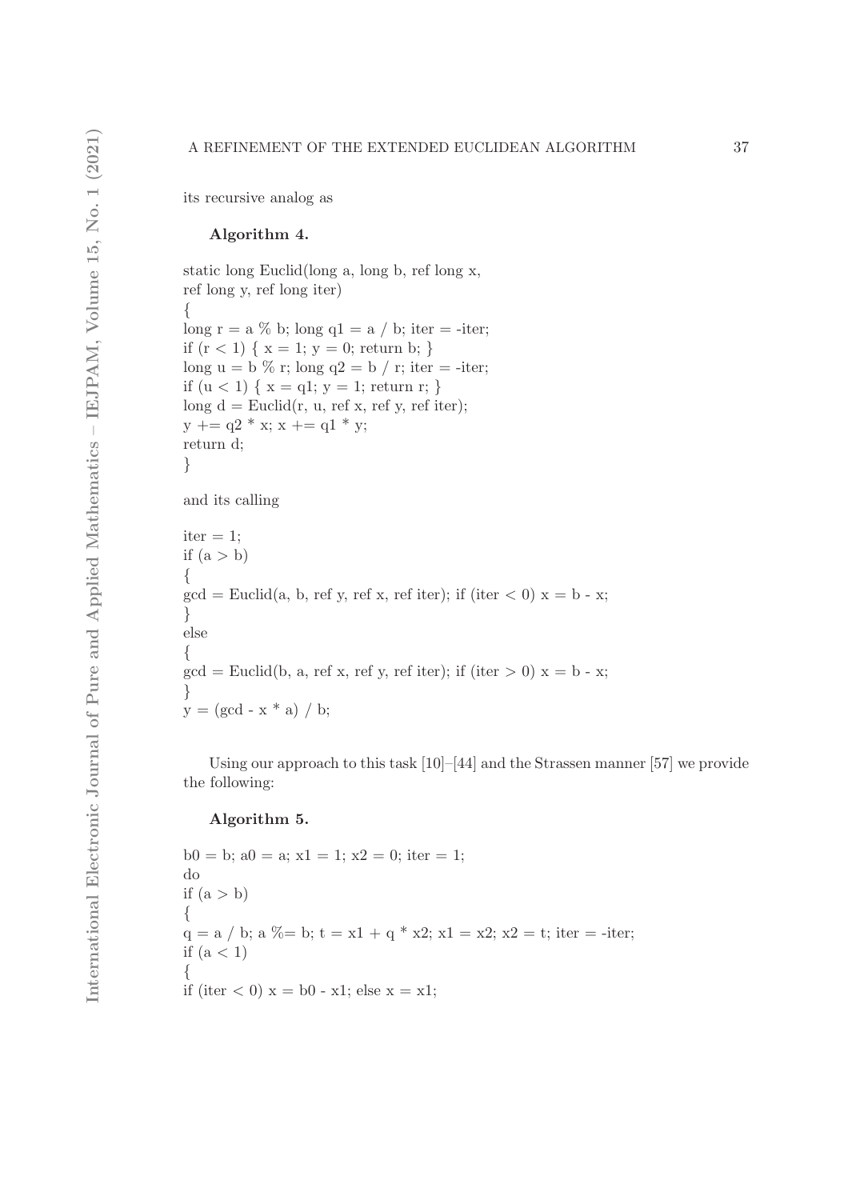its recursive analog as

**Algorithm 4.**

```
static long Euclid(long a, long b, ref long x,
ref long y, ref long iter)
{
long r = a % b; long q1 = a / b; iter = -iter;
if (r < 1) { x = 1; y = 0; return b; }
long u = b % r; long q2 = b / r; iter = -iter;
if (u < 1) { x = q1; y = 1; return r; }
long d = Euclid(r, u, ref x, ref y, ref iter);
y += q2 * x; x += q1 * y;
return d;
}
```

and its calling

```
iter = 1;
if (a > b)
{
gcd = Euclid(a, b, ref y, ref x, ref iter); if (iter < 0) x = b - x;
}
else
{
gcd = Euclid(b, a, ref x, ref y, ref iter); if (iter > 0) x = b - x;
}
y = (gcd - x * a) / b;
```

Using our approach to this task [10]–[44] and the Strassen manner [57] we provide the following:

**Algorithm 5.**

```
b0 = b; a0 = a; x1 = 1; x2 = 0; iter = 1;
do
if (a > b)
{
q = a / b; a %= b; t = x1 + q * x2; x1 = x2; x2 = t; iter = -iter;
if (a < 1)
{
if (iter < 0) x = b0 - x1; else x = x1;
```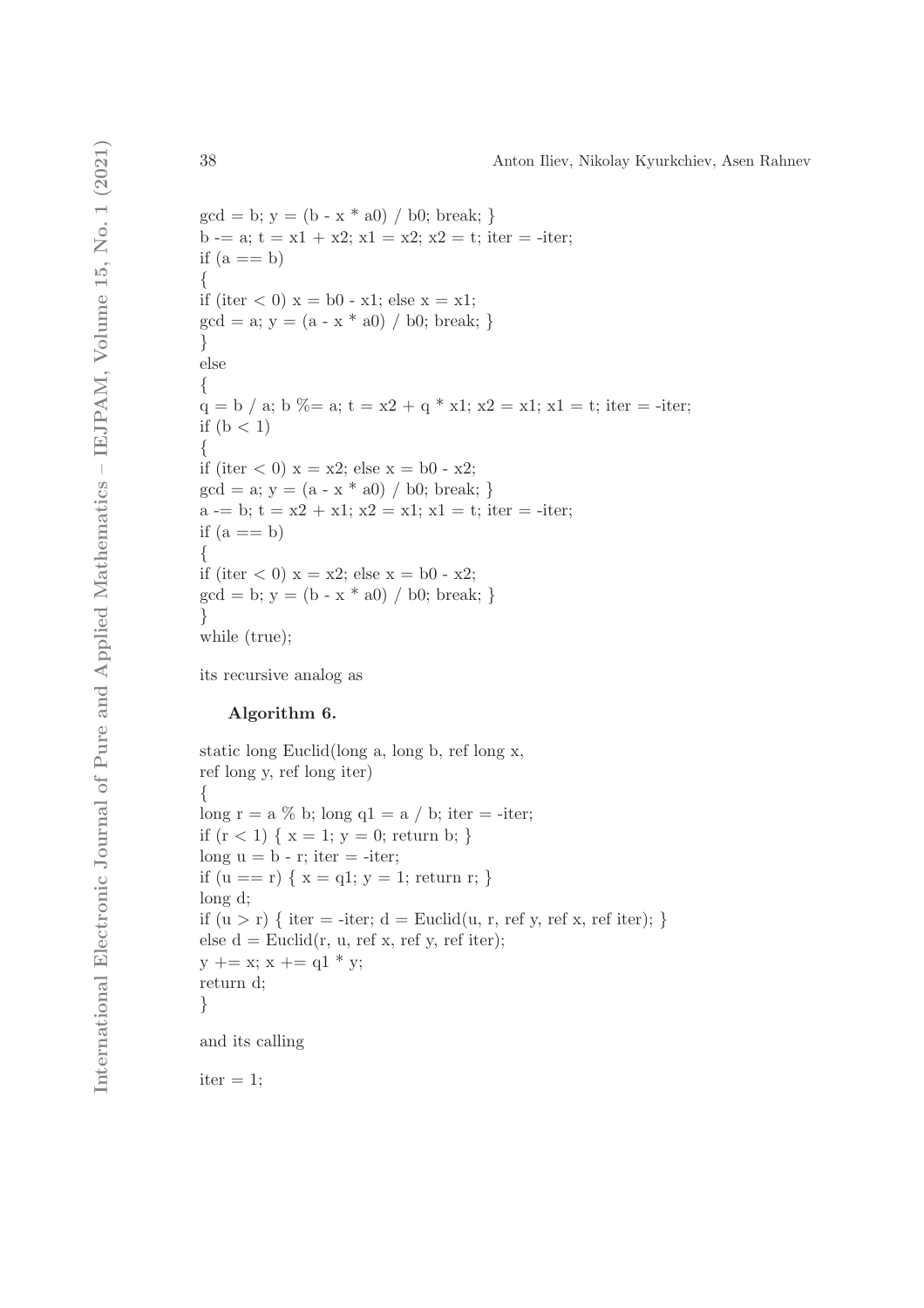```
gcd = b; y = (b - x * a0) / b0; break; }
b -= a; t = x1 + x2; x1 = x2; x2 = t; iter = -iter;
if (a == b)
{
if (iter < 0) x = b0 - x1; else x = x1;
gcd = a; y = (a - x * a0) / b0; break; }
}
else
{
q = b / a; b %= a; t = x2 + q * x1; x2 = x1; x1 = t; iter = -iter;
if (b < 1)
{
if (iter < 0) x = x2; else x = b0 - x2;
gcd = a; y = (a - x * a0) / b0; break; }
a -= b; t = x2 + x1; x2 = x1; x1 = t; iter = -iter;
if (a == b)
{
if (iter < 0) x = x2; else x = b0 - x2;
gcd = b; y = (b - x * a0) / b0; break; }
}
while (true);
```

its recursive analog as

**Algorithm 6.**

```
static long Euclid(long a, long b, ref long x,
ref long y, ref long iter)
{
long r = a % b; long q1 = a / b; iter = -iter;
if (r < 1) { x = 1; y = 0; return b; }
long u = b - r; iter = -iter;
if (u == r) { x = q1; y = 1; return r; }
long d;
if (u > r) { iter = -iter; d = Euclid(u, r, ref y, ref x, ref iter); }
else d = Euclid(r, u, ref x, ref y, ref iter);
y += x; x += q1 * y;
return d;
}
```

and its calling

```
iter = 1;
```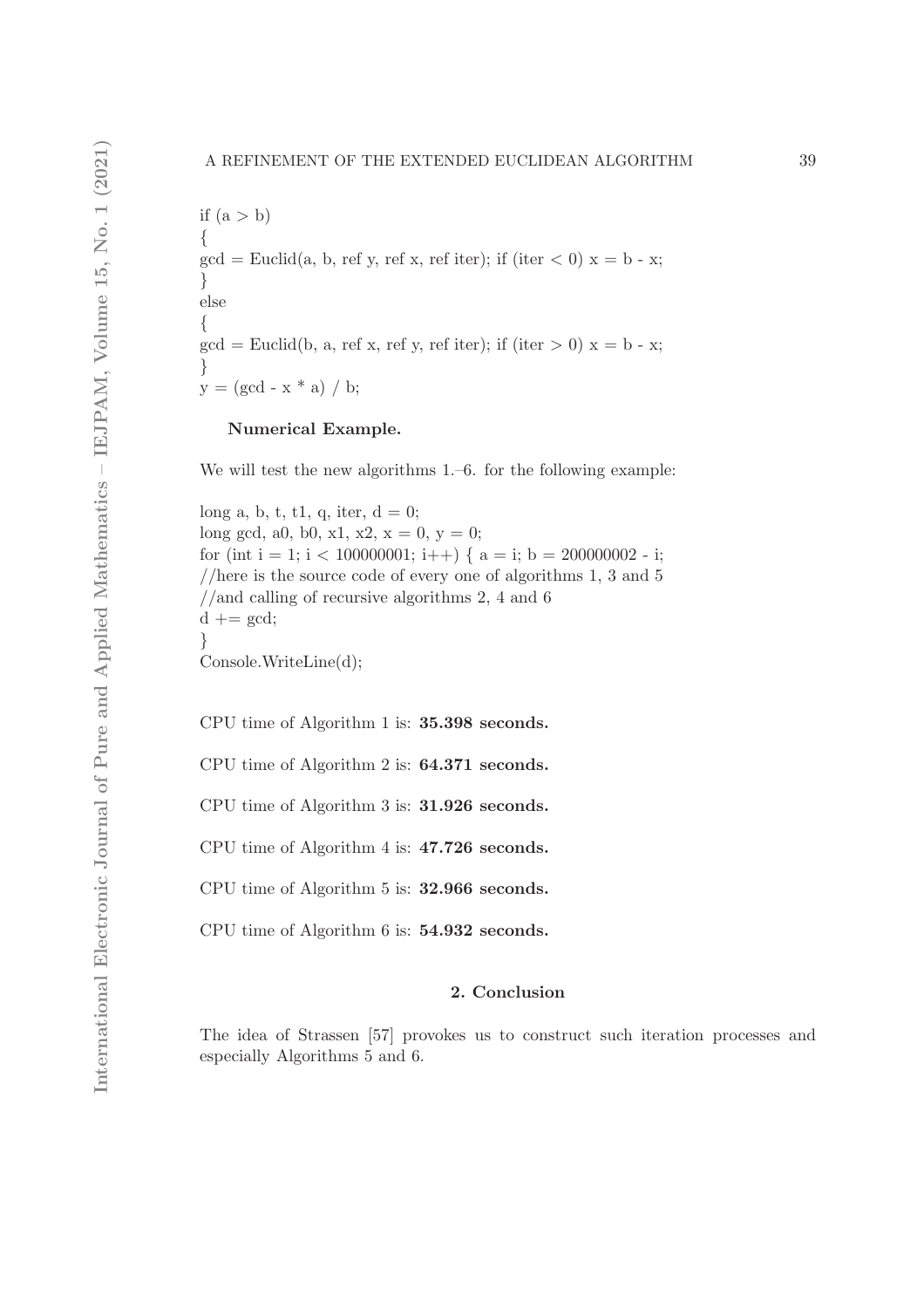```
if (a > b)
{
gcd = Euclid(a, b, ref y, ref x, ref iter); if (iter < 0) x = b - x;
}
else
{
gcd = Euclid(b, a, ref x, ref y, ref iter); if (iter > 0) x = b - x;
}
y = (gcd - x * a) / b;
```

**Numerical Example.**

We will test the new algorithms 1.–6. for the following example:

```
long a, b, t, t1, q, iter, d = 0;
long gcd, a0, b0, x1, x2, x = 0, y = 0;
for (int i = 1; i < 100000001; i++) { a = i; b = 200000002 - i;
//here is the source code of every one of algorithms 1, 3 and 5
//and calling of recursive algorithms 2, 4 and 6
d += gcd;
}
Console.WriteLine(d);
```

CPU time of Algorithm 1 is: **35.398 seconds.**

CPU time of Algorithm 2 is: **64.371 seconds.**

CPU time of Algorithm 3 is: **31.926 seconds.**

CPU time of Algorithm 4 is: **47.726 seconds.**

CPU time of Algorithm 5 is: **32.966 seconds.**

CPU time of Algorithm 6 is: **54.932 seconds.**

## 2. Conclusion

The idea of Strassen [57] provokes us to construct such iteration processes and especially Algorithms 5 and 6.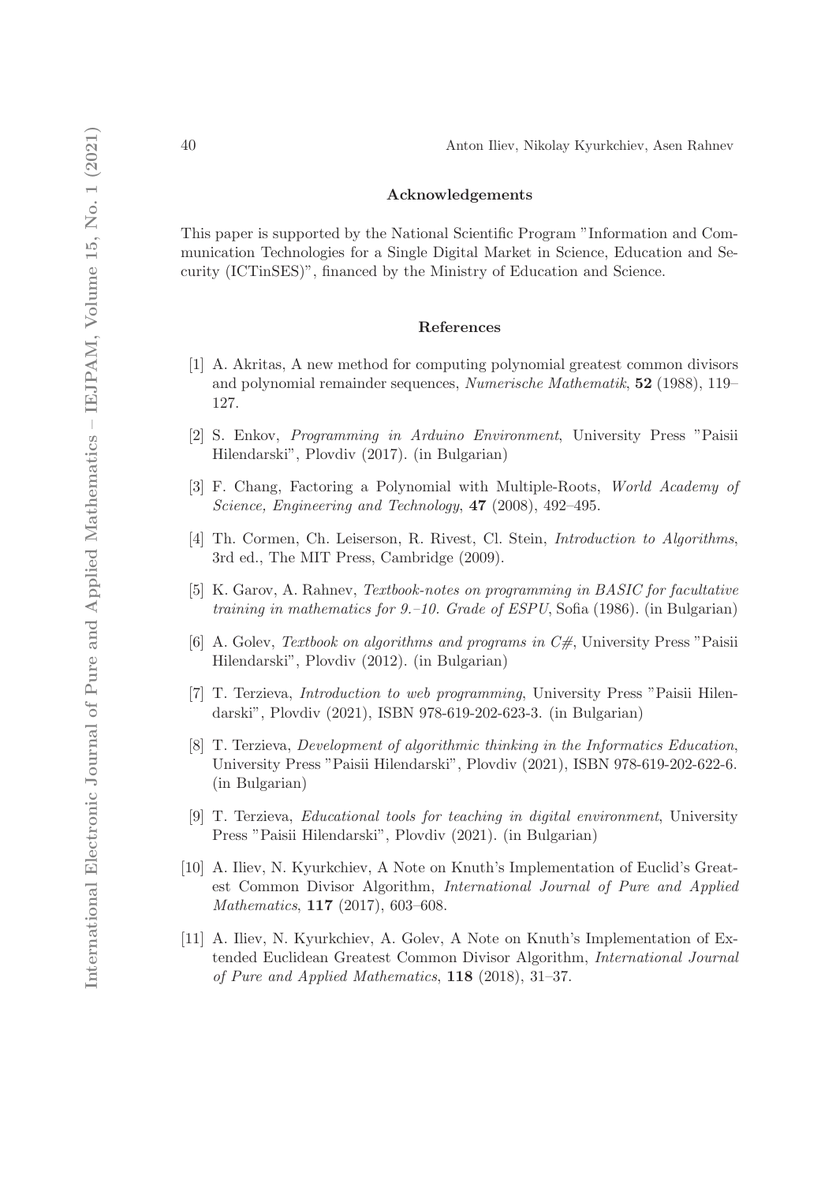## Acknowledgements

This paper is supported by the National Scientific Program "Information and Communication Technologies for a Single Digital Market in Science, Education and Security (ICTinSES)", financed by the Ministry of Education and Science.

## References

[1] A. Akritas, A new method for computing polynomial greatest common divisors and polynomial remainder sequences, *Numerische Mathematik*, **52** (1988), 119–127.

[2] S. Enkov, *Programming in Arduino Environment*, University Press "Paisii Hilendarski", Plovdiv (2017). (in Bulgarian)

[3] F. Chang, Factoring a Polynomial with Multiple-Roots, *World Academy of Science, Engineering and Technology*, **47** (2008), 492–495.

[4] Th. Cormen, Ch. Leiserson, R. Rivest, Cl. Stein, *Introduction to Algorithms*, 3rd ed., The MIT Press, Cambridge (2009).

[5] K. Garov, A. Rahnev, *Textbook-notes on programming in BASIC for facultative training in mathematics for 9.–10. Grade of ESPU*, Sofia (1986). (in Bulgarian)

[6] A. Golev, *Textbook on algorithms and programs in C#*, University Press "Paisii Hilendarski", Plovdiv (2012). (in Bulgarian)

[7] T. Terzieva, *Introduction to web programming*, University Press "Paisii Hilendarski", Plovdiv (2021), ISBN 978-619-202-623-3. (in Bulgarian)

[8] T. Terzieva, *Development of algorithmic thinking in the Informatics Education*, University Press "Paisii Hilendarski", Plovdiv (2021), ISBN 978-619-202-622-6. (in Bulgarian)

[9] T. Terzieva, *Educational tools for teaching in digital environment*, University Press "Paisii Hilendarski", Plovdiv (2021). (in Bulgarian)

[10] A. Iliev, N. Kyurkchiev, A Note on Knuth's Implementation of Euclid's Greatest Common Divisor Algorithm, *International Journal of Pure and Applied Mathematics*, **117** (2017), 603–608.

[11] A. Iliev, N. Kyurkchiev, A. Golev, A Note on Knuth's Implementation of Extended Euclidean Greatest Common Divisor Algorithm, *International Journal of Pure and Applied Mathematics*, **118** (2018), 31–37.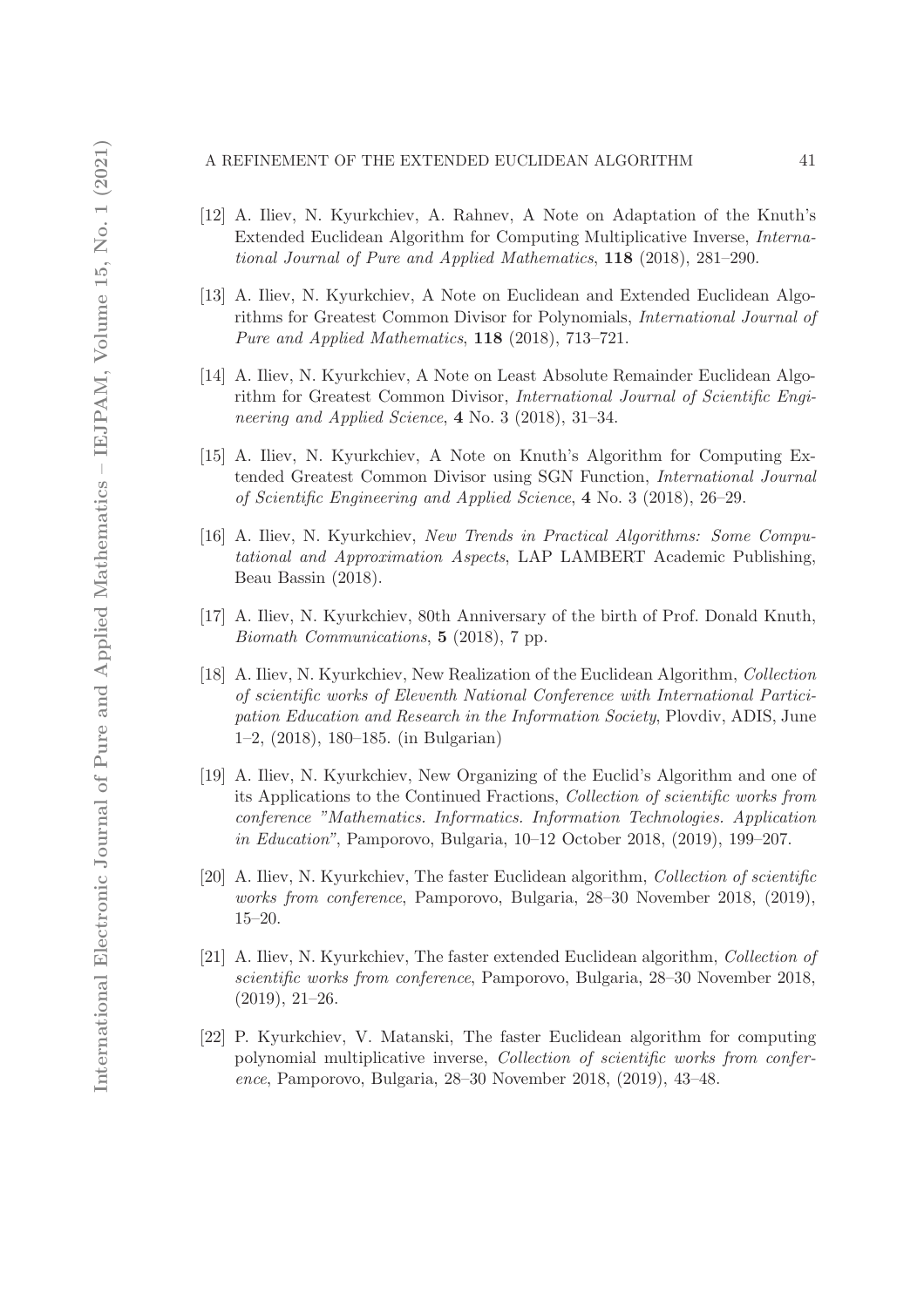[12] A. Iliev, N. Kyurkchiev, A. Rahnev, A Note on Adaptation of the Knuth's Extended Euclidean Algorithm for Computing Multiplicative Inverse, *International Journal of Pure and Applied Mathematics*, **118** (2018), 281–290.

[13] A. Iliev, N. Kyurkchiev, A Note on Euclidean and Extended Euclidean Algorithms for Greatest Common Divisor for Polynomials, *International Journal of Pure and Applied Mathematics*, **118** (2018), 713–721.

[14] A. Iliev, N. Kyurkchiev, A Note on Least Absolute Remainder Euclidean Algorithm for Greatest Common Divisor, *International Journal of Scientific Engineering and Applied Science*, **4** No. 3 (2018), 31–34.

[15] A. Iliev, N. Kyurkchiev, A Note on Knuth's Algorithm for Computing Extended Greatest Common Divisor using SGN Function, *International Journal of Scientific Engineering and Applied Science*, **4** No. 3 (2018), 26–29.

[16] A. Iliev, N. Kyurkchiev, *New Trends in Practical Algorithms: Some Computational and Approximation Aspects*, LAP LAMBERT Academic Publishing, Beau Bassin (2018).

[17] A. Iliev, N. Kyurkchiev, 80th Anniversary of the birth of Prof. Donald Knuth, *Biomath Communications*, **5** (2018), 7 pp.

[18] A. Iliev, N. Kyurkchiev, New Realization of the Euclidean Algorithm, *Collection of scientific works of Eleventh National Conference with International Participation Education and Research in the Information Society*, Plovdiv, ADIS, June 1–2, (2018), 180–185. (in Bulgarian)

[19] A. Iliev, N. Kyurkchiev, New Organizing of the Euclid's Algorithm and one of its Applications to the Continued Fractions, *Collection of scientific works from conference "Mathematics. Informatics. Information Technologies. Application in Education"*, Pamporovo, Bulgaria, 10–12 October 2018, (2019), 199–207.

[20] A. Iliev, N. Kyurkchiev, The faster Euclidean algorithm, *Collection of scientific works from conference*, Pamporovo, Bulgaria, 28–30 November 2018, (2019), 15–20.

[21] A. Iliev, N. Kyurkchiev, The faster extended Euclidean algorithm, *Collection of scientific works from conference*, Pamporovo, Bulgaria, 28–30 November 2018, (2019), 21–26.

[22] P. Kyurkchiev, V. Matanski, The faster Euclidean algorithm for computing polynomial multiplicative inverse, *Collection of scientific works from conference*, Pamporovo, Bulgaria, 28–30 November 2018, (2019), 43–48.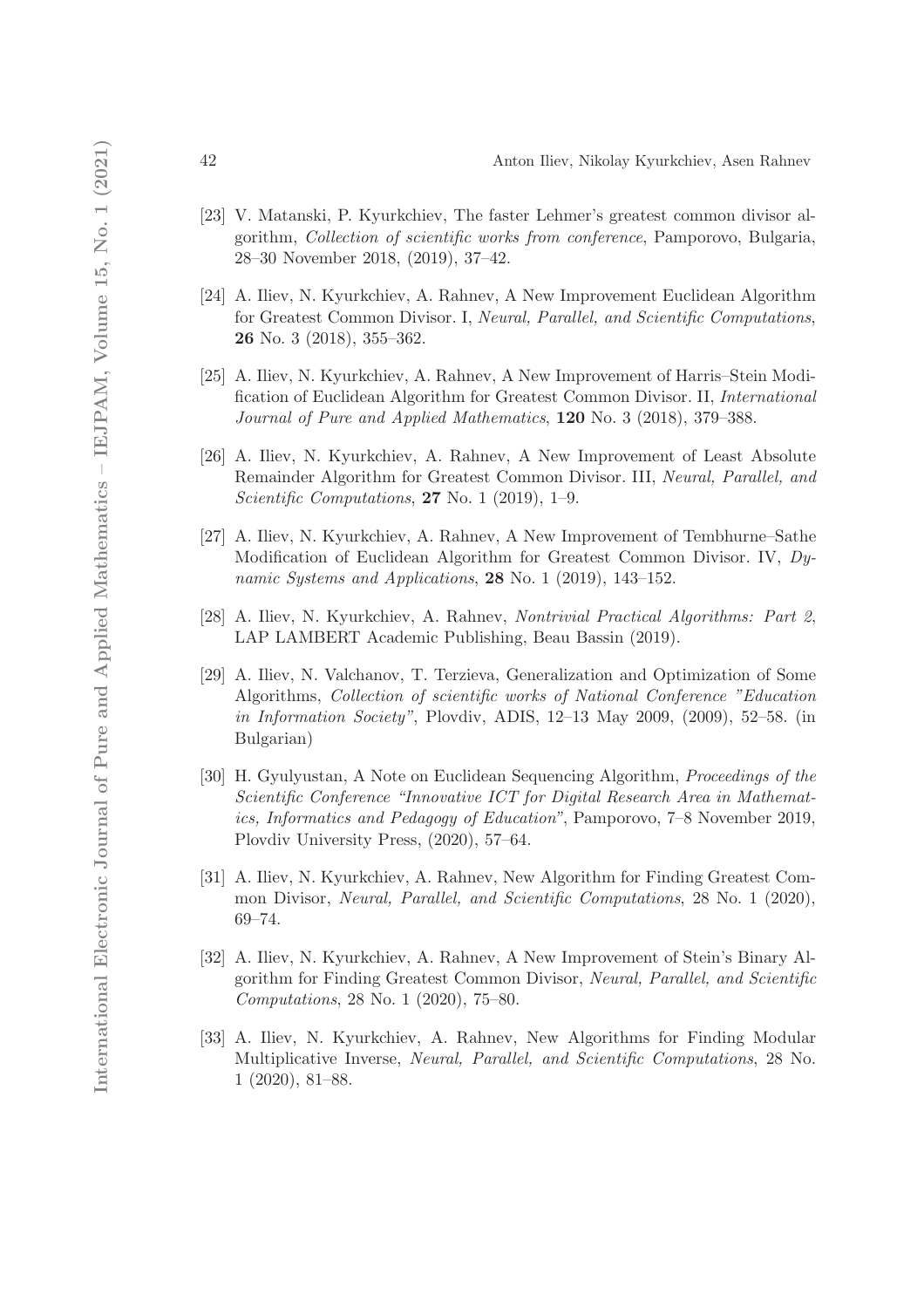[23] V. Matanski, P. Kyurkchiev, The faster Lehmer's greatest common divisor algorithm, *Collection of scientific works from conference*, Pamporovo, Bulgaria, 28–30 November 2018, (2019), 37–42.

[24] A. Iliev, N. Kyurkchiev, A. Rahnev, A New Improvement Euclidean Algorithm for Greatest Common Divisor. I, *Neural, Parallel, and Scientific Computations*, **26** No. 3 (2018), 355–362.

[25] A. Iliev, N. Kyurkchiev, A. Rahnev, A New Improvement of Harris–Stein Modification of Euclidean Algorithm for Greatest Common Divisor. II, *International Journal of Pure and Applied Mathematics*, **120** No. 3 (2018), 379–388.

[26] A. Iliev, N. Kyurkchiev, A. Rahnev, A New Improvement of Least Absolute Remainder Algorithm for Greatest Common Divisor. III, *Neural, Parallel, and Scientific Computations*, **27** No. 1 (2019), 1–9.

[27] A. Iliev, N. Kyurkchiev, A. Rahnev, A New Improvement of Tembhurne–Sathe Modification of Euclidean Algorithm for Greatest Common Divisor. IV, *Dynamic Systems and Applications*, **28** No. 1 (2019), 143–152.

[28] A. Iliev, N. Kyurkchiev, A. Rahnev, *Nontrivial Practical Algorithms: Part 2*, LAP LAMBERT Academic Publishing, Beau Bassin (2019).

[29] A. Iliev, N. Valchanov, T. Terzieva, Generalization and Optimization of Some Algorithms, *Collection of scientific works of National Conference "Education in Information Society"*, Plovdiv, ADIS, 12–13 May 2009, (2009), 52–58. (in Bulgarian)

[30] H. Gyulyustan, A Note on Euclidean Sequencing Algorithm, *Proceedings of the Scientific Conference "Innovative ICT for Digital Research Area in Mathematics, Informatics and Pedagogy of Education"*, Pamporovo, 7–8 November 2019, Plovdiv University Press, (2020), 57–64.

[31] A. Iliev, N. Kyurkchiev, A. Rahnev, New Algorithm for Finding Greatest Common Divisor, *Neural, Parallel, and Scientific Computations*, 28 No. 1 (2020), 69–74.

[32] A. Iliev, N. Kyurkchiev, A. Rahnev, A New Improvement of Stein's Binary Algorithm for Finding Greatest Common Divisor, *Neural, Parallel, and Scientific Computations*, 28 No. 1 (2020), 75–80.

[33] A. Iliev, N. Kyurkchiev, A. Rahnev, New Algorithms for Finding Modular Multiplicative Inverse, *Neural, Parallel, and Scientific Computations*, 28 No. 1 (2020), 81–88.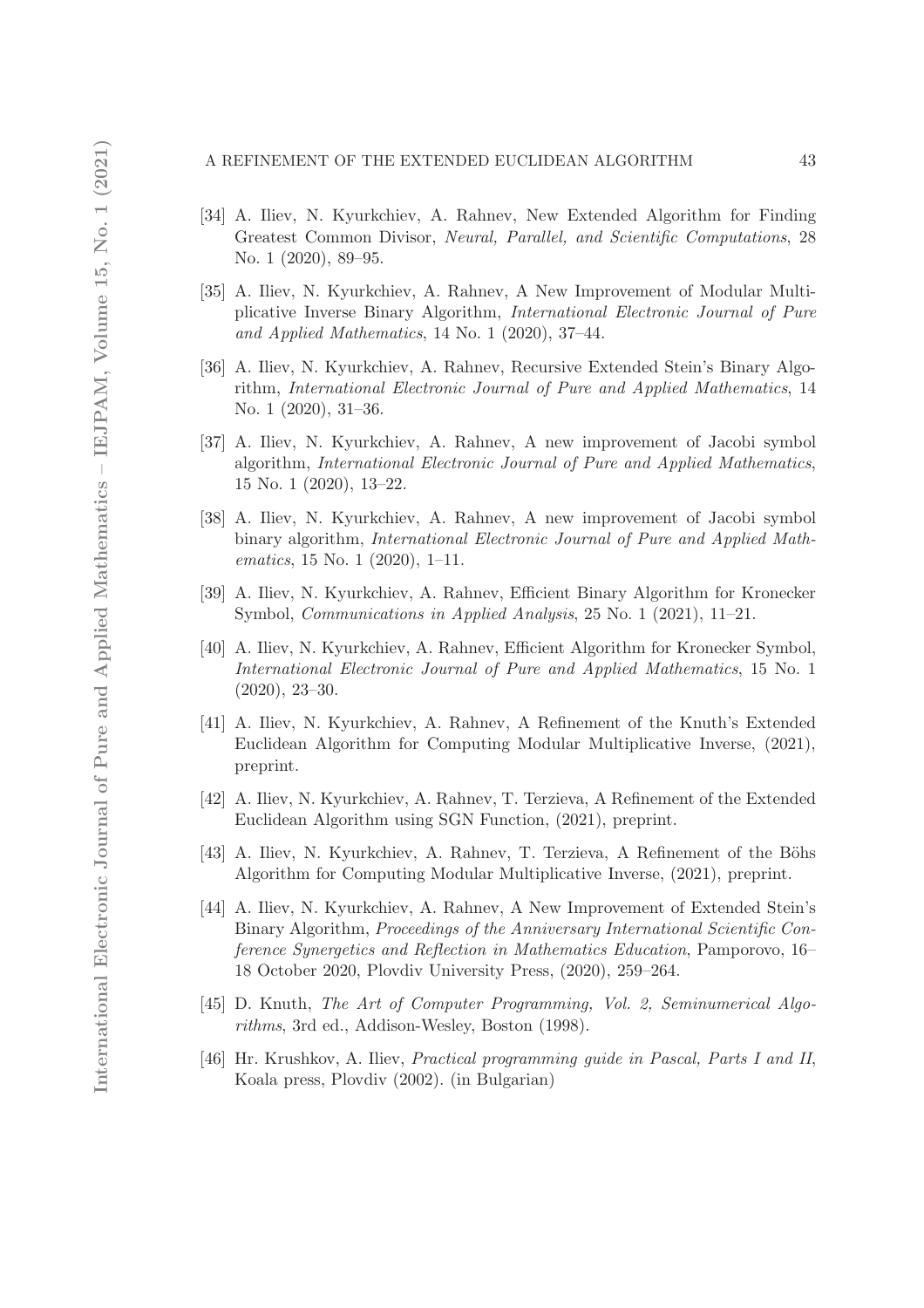[34] A. Iliev, N. Kyurkchiev, A. Rahnev, New Extended Algorithm for Finding Greatest Common Divisor, *Neural, Parallel, and Scientific Computations*, 28 No. 1 (2020), 89–95.

[35] A. Iliev, N. Kyurkchiev, A. Rahnev, A New Improvement of Modular Multiplicative Inverse Binary Algorithm, *International Electronic Journal of Pure and Applied Mathematics*, 14 No. 1 (2020), 37–44.

[36] A. Iliev, N. Kyurkchiev, A. Rahnev, Recursive Extended Stein's Binary Algorithm, *International Electronic Journal of Pure and Applied Mathematics*, 14 No. 1 (2020), 31–36.

[37] A. Iliev, N. Kyurkchiev, A. Rahnev, A new improvement of Jacobi symbol algorithm, *International Electronic Journal of Pure and Applied Mathematics*, 15 No. 1 (2020), 13–22.

[38] A. Iliev, N. Kyurkchiev, A. Rahnev, A new improvement of Jacobi symbol binary algorithm, *International Electronic Journal of Pure and Applied Mathematics*, 15 No. 1 (2020), 1–11.

[39] A. Iliev, N. Kyurkchiev, A. Rahnev, Efficient Binary Algorithm for Kronecker Symbol, *Communications in Applied Analysis*, 25 No. 1 (2021), 11–21.

[40] A. Iliev, N. Kyurkchiev, A. Rahnev, Efficient Algorithm for Kronecker Symbol, *International Electronic Journal of Pure and Applied Mathematics*, 15 No. 1 (2020), 23–30.

[41] A. Iliev, N. Kyurkchiev, A. Rahnev, A Refinement of the Knuth's Extended Euclidean Algorithm for Computing Modular Multiplicative Inverse, (2021), preprint.

[42] A. Iliev, N. Kyurkchiev, A. Rahnev, T. Terzieva, A Refinement of the Extended Euclidean Algorithm using SGN Function, (2021), preprint.

[43] A. Iliev, N. Kyurkchiev, A. Rahnev, T. Terzieva, A Refinement of the Böhs Algorithm for Computing Modular Multiplicative Inverse, (2021), preprint.

[44] A. Iliev, N. Kyurkchiev, A. Rahnev, A New Improvement of Extended Stein's Binary Algorithm, *Proceedings of the Anniversary International Scientific Conference Synergetics and Reflection in Mathematics Education*, Pamporovo, 16–18 October 2020, Plovdiv University Press, (2020), 259–264.

[45] D. Knuth, *The Art of Computer Programming, Vol. 2, Seminumerical Algorithms*, 3rd ed., Addison-Wesley, Boston (1998).

[46] Hr. Krushkov, A. Iliev, *Practical programming guide in Pascal, Parts I and II*, Koala press, Plovdiv (2002). (in Bulgarian)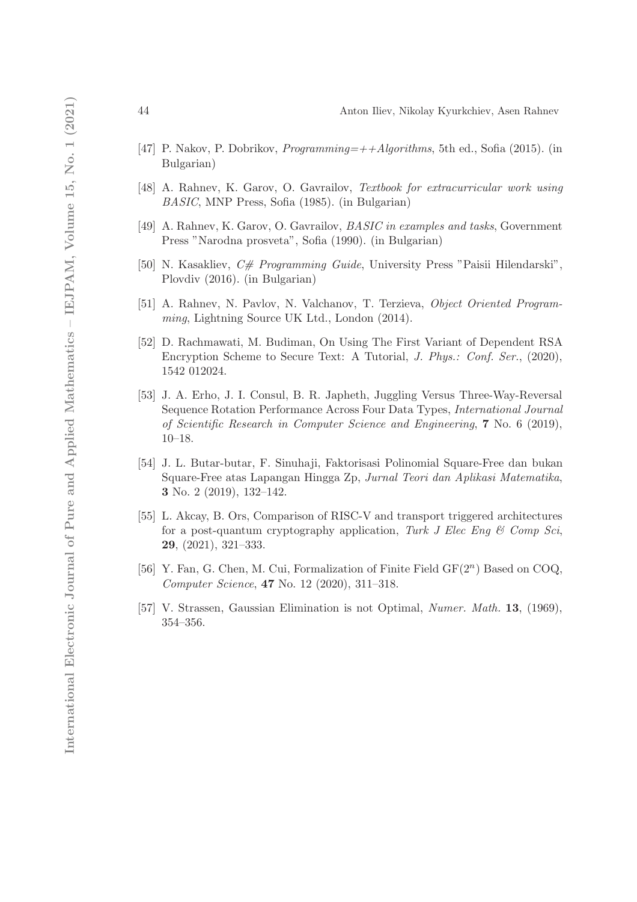[47] P. Nakov, P. Dobrikov, *Programming=++Algorithms*, 5th ed., Sofia (2015). (in Bulgarian)

[48] A. Rahnev, K. Garov, O. Gavrailov, *Textbook for extracurricular work using BASIC*, MNP Press, Sofia (1985). (in Bulgarian)

[49] A. Rahnev, K. Garov, O. Gavrailov, *BASIC in examples and tasks*, Government Press "Narodna prosveta", Sofia (1990). (in Bulgarian)

[50] N. Kasakliev, *C# Programming Guide*, University Press "Paisii Hilendarski", Plovdiv (2016). (in Bulgarian)

[51] A. Rahnev, N. Pavlov, N. Valchanov, T. Terzieva, *Object Oriented Programming*, Lightning Source UK Ltd., London (2014).

[52] D. Rachmawati, M. Budiman, On Using The First Variant of Dependent RSA Encryption Scheme to Secure Text: A Tutorial, *J. Phys.: Conf. Ser.*, (2020), 1542 012024.

[53] J. A. Erho, J. I. Consul, B. R. Japheth, Juggling Versus Three-Way-Reversal Sequence Rotation Performance Across Four Data Types, *International Journal of Scientific Research in Computer Science and Engineering*, **7** No. 6 (2019), 10–18.

[54] J. L. Butar-butar, F. Sinuhaji, Faktorisasi Polinomial Square-Free dan bukan Square-Free atas Lapangan Hingga Zp, *Jurnal Teori dan Aplikasi Matematika*, **3** No. 2 (2019), 132–142.

[55] L. Akcay, B. Ors, Comparison of RISC-V and transport triggered architectures for a post-quantum cryptography application, *Turk J Elec Eng & Comp Sci*, **29**, (2021), 321–333.

[56] Y. Fan, G. Chen, M. Cui, Formalization of Finite Field $GF(2^n)$ Based on COQ, *Computer Science*, **47** No. 12 (2020), 311–318.

[57] V. Strassen, Gaussian Elimination is not Optimal, *Numer. Math.* **13**, (1969), 354–356.